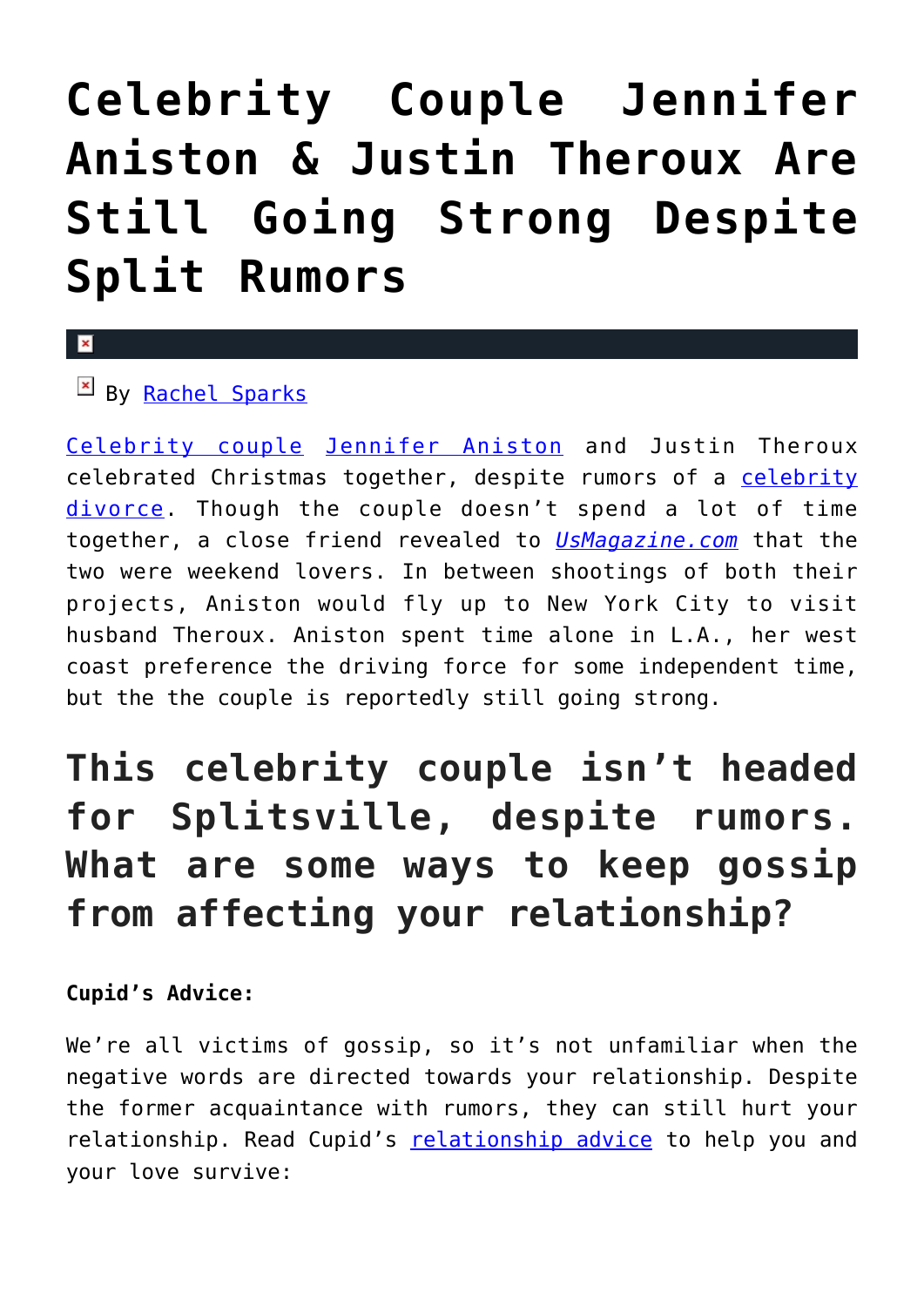# Celebrity Couple Jennifer Aniston & Justin Theroux Are Still Going Strong Despite Split Rumors

By [Rachel Sparks]()

[Celebrity couple]() [Jennifer Aniston]() and Justin Theroux celebrated Christmas together, despite rumors of a [celebrity divorce](). Though the couple doesn't spend a lot of time together, a close friend revealed to [*UsMagazine.com*]() that the two were weekend lovers. In between shootings of both their projects, Aniston would fly up to New York City to visit husband Theroux. Aniston spent time alone in L.A., her west coast preference the driving force for some independent time, but the the couple is reportedly still going strong.

## This celebrity couple isn't headed for Splitsville, despite rumors. What are some ways to keep gossip from affecting your relationship?

**Cupid's Advice:**

We're all victims of gossip, so it's not unfamiliar when the negative words are directed towards your relationship. Despite the former acquaintance with rumors, they can still hurt your relationship. Read Cupid's [relationship advice]() to help you and your love survive: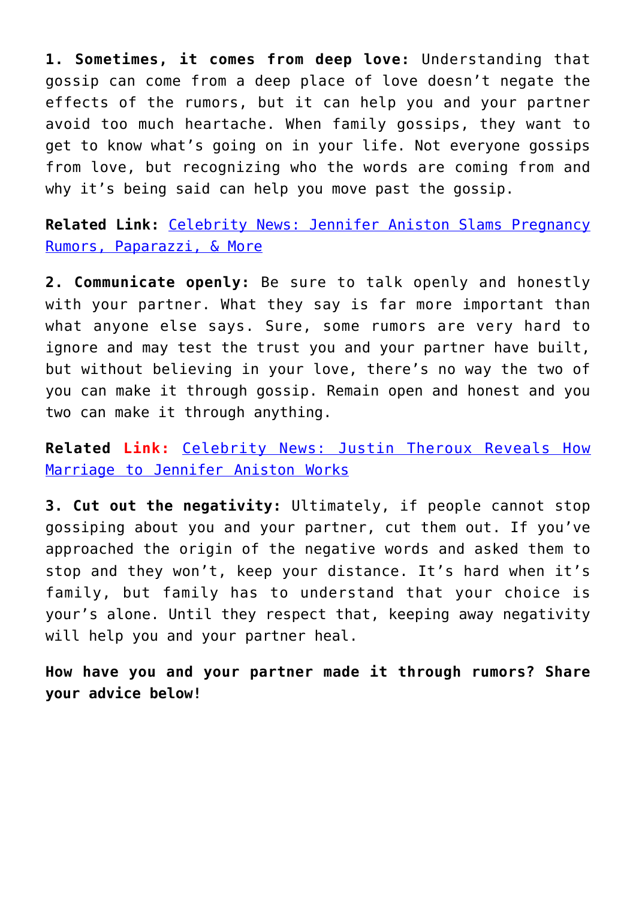**1. Sometimes, it comes from deep love:** Understanding that gossip can come from a deep place of love doesn't negate the effects of the rumors, but it can help you and your partner avoid too much heartache. When family gossips, they want to get to know what's going on in your life. Not everyone gossips from love, but recognizing who the words are coming from and why it's being said can help you move past the gossip.

**Related Link:** Celebrity News: Jennifer Aniston Slams Pregnancy Rumors, Paparazzi, & More

**2. Communicate openly:** Be sure to talk openly and honestly with your partner. What they say is far more important than what anyone else says. Sure, some rumors are very hard to ignore and may test the trust you and your partner have built, but without believing in your love, there's no way the two of you can make it through gossip. Remain open and honest and you two can make it through anything.

**Related Link:** Celebrity News: Justin Theroux Reveals How Marriage to Jennifer Aniston Works

**3. Cut out the negativity:** Ultimately, if people cannot stop gossiping about you and your partner, cut them out. If you've approached the origin of the negative words and asked them to stop and they won't, keep your distance. It's hard when it's family, but family has to understand that your choice is your's alone. Until they respect that, keeping away negativity will help you and your partner heal.

**How have you and your partner made it through rumors? Share your advice below!**